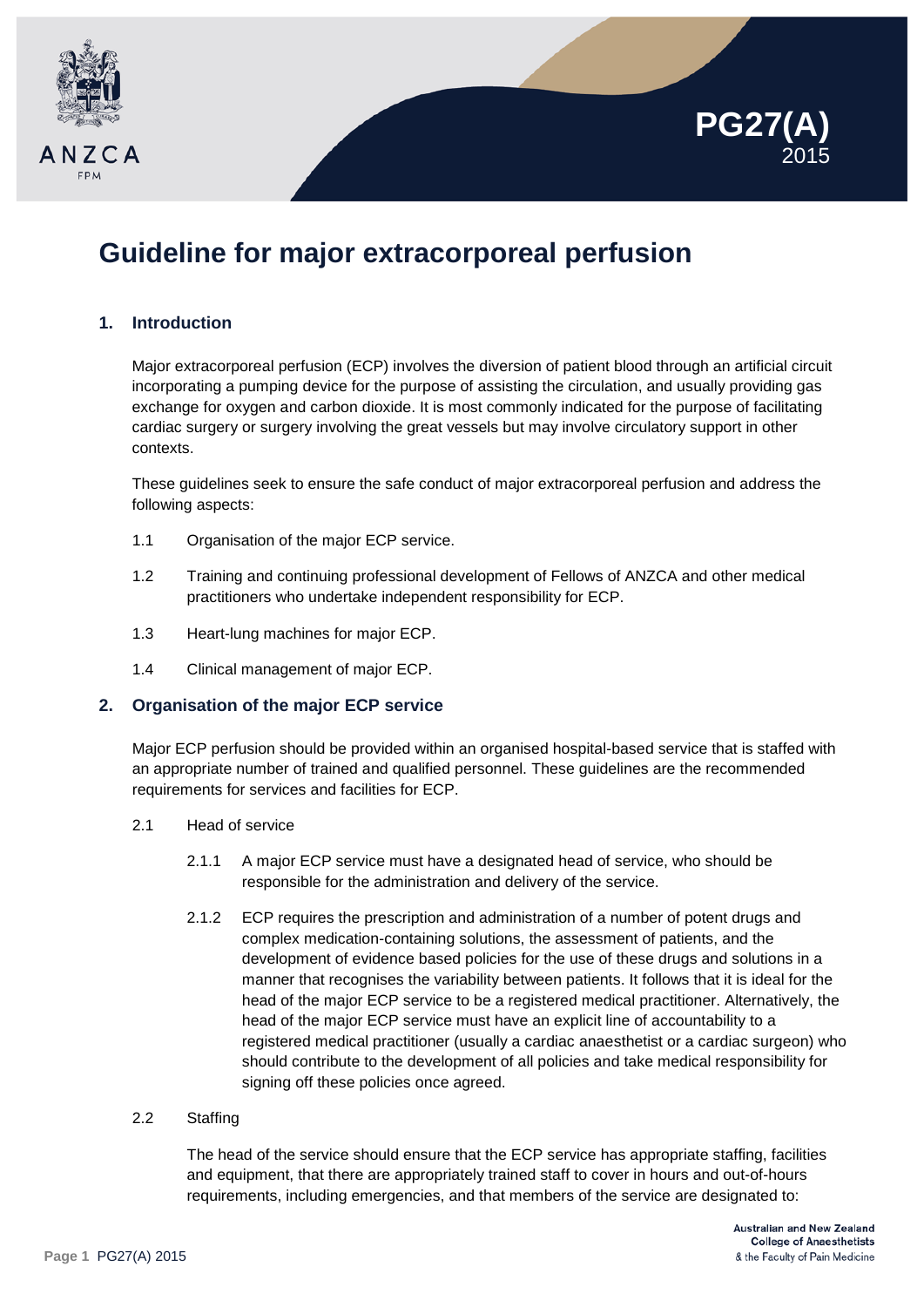# PG27(A) 2015

# Guideline for major extracorporeal perfusion

## 1. Introduction

Major extracorporeal perfusion (ECP) involves the diversion of patient blood through an artificial circuit incorporating a pumping device for the purpose of assisting the circulation, and usually providing gas exchange for oxygen and carbon dioxide. It is most commonly indicated for the purpose of facilitating cardiac surgery or surgery involving the great vessels but may involve circulatory support in other contexts.

These guidelines seek to ensure the safe conduct of major extracorporeal perfusion and address the following aspects:

1.1 Organisation of the major ECP service.

1.2 Training and continuing professional development of Fellows of ANZCA and other medical practitioners who undertake independent responsibility for ECP.

1.3 Heart-lung machines for major ECP.

1.4 Clinical management of major ECP.

## 2. Organisation of the major ECP service

Major ECP perfusion should be provided within an organised hospital-based service that is staffed with an appropriate number of trained and qualified personnel. These guidelines are the recommended requirements for services and facilities for ECP.

2.1 Head of service

2.1.1 A major ECP service must have a designated head of service, who should be responsible for the administration and delivery of the service.

2.1.2 ECP requires the prescription and administration of a number of potent drugs and complex medication-containing solutions, the assessment of patients, and the development of evidence based policies for the use of these drugs and solutions in a manner that recognises the variability between patients. It follows that it is ideal for the head of the major ECP service to be a registered medical practitioner. Alternatively, the head of the major ECP service must have an explicit line of accountability to a registered medical practitioner (usually a cardiac anaesthetist or a cardiac surgeon) who should contribute to the development of all policies and take medical responsibility for signing off these policies once agreed.

2.2 Staffing

The head of the service should ensure that the ECP service has appropriate staffing, facilities and equipment, that there are appropriately trained staff to cover in hours and out-of-hours requirements, including emergencies, and that members of the service are designated to: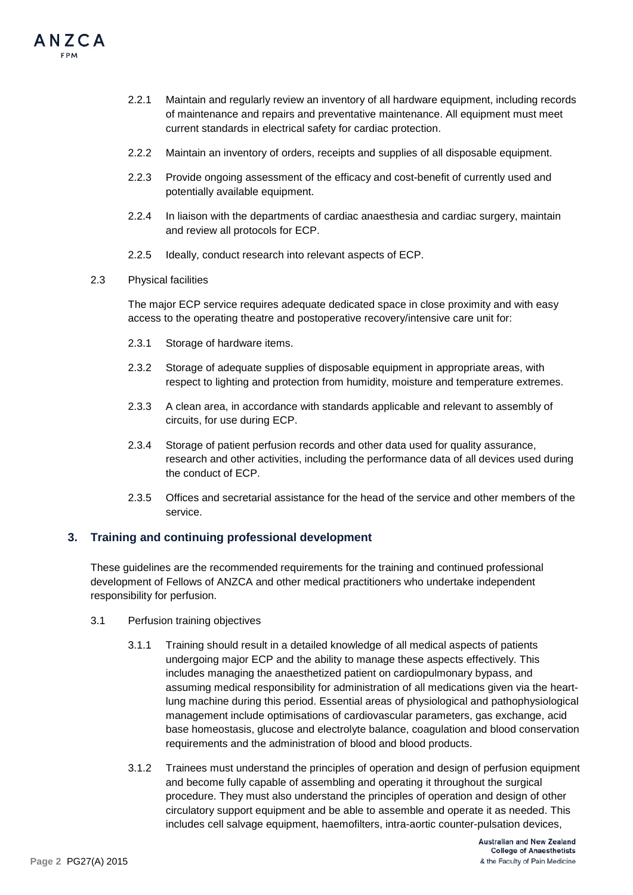2.2.1 Maintain and regularly review an inventory of all hardware equipment, including records of maintenance and repairs and preventative maintenance. All equipment must meet current standards in electrical safety for cardiac protection.

2.2.2 Maintain an inventory of orders, receipts and supplies of all disposable equipment.

2.2.3 Provide ongoing assessment of the efficacy and cost-benefit of currently used and potentially available equipment.

2.2.4 In liaison with the departments of cardiac anaesthesia and cardiac surgery, maintain and review all protocols for ECP.

2.2.5 Ideally, conduct research into relevant aspects of ECP.

2.3 Physical facilities

The major ECP service requires adequate dedicated space in close proximity and with easy access to the operating theatre and postoperative recovery/intensive care unit for:

2.3.1 Storage of hardware items.

2.3.2 Storage of adequate supplies of disposable equipment in appropriate areas, with respect to lighting and protection from humidity, moisture and temperature extremes.

2.3.3 A clean area, in accordance with standards applicable and relevant to assembly of circuits, for use during ECP.

2.3.4 Storage of patient perfusion records and other data used for quality assurance, research and other activities, including the performance data of all devices used during the conduct of ECP.

2.3.5 Offices and secretarial assistance for the head of the service and other members of the service.

## 3. Training and continuing professional development

These guidelines are the recommended requirements for the training and continued professional development of Fellows of ANZCA and other medical practitioners who undertake independent responsibility for perfusion.

3.1 Perfusion training objectives

3.1.1 Training should result in a detailed knowledge of all medical aspects of patients undergoing major ECP and the ability to manage these aspects effectively. This includes managing the anaesthetized patient on cardiopulmonary bypass, and assuming medical responsibility for administration of all medications given via the heart-lung machine during this period. Essential areas of physiological and pathophysiological management include optimisations of cardiovascular parameters, gas exchange, acid base homeostasis, glucose and electrolyte balance, coagulation and blood conservation requirements and the administration of blood and blood products.

3.1.2 Trainees must understand the principles of operation and design of perfusion equipment and become fully capable of assembling and operating it throughout the surgical procedure. They must also understand the principles of operation and design of other circulatory support equipment and be able to assemble and operate it as needed. This includes cell salvage equipment, haemofilters, intra-aortic counter-pulsation devices,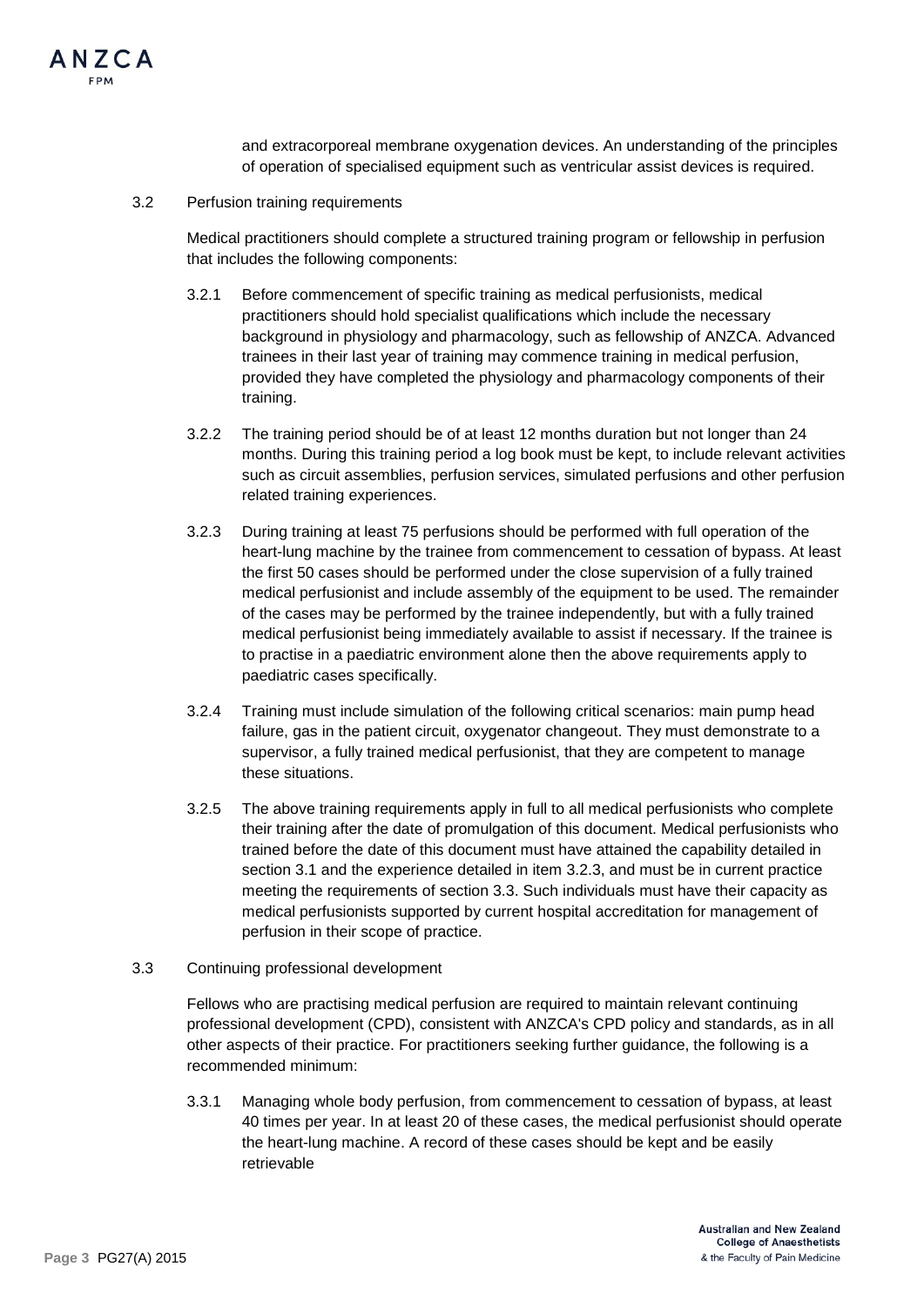and extracorporeal membrane oxygenation devices. An understanding of the principles of operation of specialised equipment such as ventricular assist devices is required.

### 3.2 Perfusion training requirements

Medical practitioners should complete a structured training program or fellowship in perfusion that includes the following components:

3.2.1 Before commencement of specific training as medical perfusionists, medical practitioners should hold specialist qualifications which include the necessary background in physiology and pharmacology, such as fellowship of ANZCA. Advanced trainees in their last year of training may commence training in medical perfusion, provided they have completed the physiology and pharmacology components of their training.

3.2.2 The training period should be of at least 12 months duration but not longer than 24 months. During this training period a log book must be kept, to include relevant activities such as circuit assemblies, perfusion services, simulated perfusions and other perfusion related training experiences.

3.2.3 During training at least 75 perfusions should be performed with full operation of the heart-lung machine by the trainee from commencement to cessation of bypass. At least the first 50 cases should be performed under the close supervision of a fully trained medical perfusionist and include assembly of the equipment to be used. The remainder of the cases may be performed by the trainee independently, but with a fully trained medical perfusionist being immediately available to assist if necessary. If the trainee is to practise in a paediatric environment alone then the above requirements apply to paediatric cases specifically.

3.2.4 Training must include simulation of the following critical scenarios: main pump head failure, gas in the patient circuit, oxygenator changeout. They must demonstrate to a supervisor, a fully trained medical perfusionist, that they are competent to manage these situations.

3.2.5 The above training requirements apply in full to all medical perfusionists who complete their training after the date of promulgation of this document. Medical perfusionists who trained before the date of this document must have attained the capability detailed in section 3.1 and the experience detailed in item 3.2.3, and must be in current practice meeting the requirements of section 3.3. Such individuals must have their capacity as medical perfusionists supported by current hospital accreditation for management of perfusion in their scope of practice.

### 3.3 Continuing professional development

Fellows who are practising medical perfusion are required to maintain relevant continuing professional development (CPD), consistent with ANZCA's CPD policy and standards, as in all other aspects of their practice. For practitioners seeking further guidance, the following is a recommended minimum:

3.3.1 Managing whole body perfusion, from commencement to cessation of bypass, at least 40 times per year. In at least 20 of these cases, the medical perfusionist should operate the heart-lung machine. A record of these cases should be kept and be easily retrievable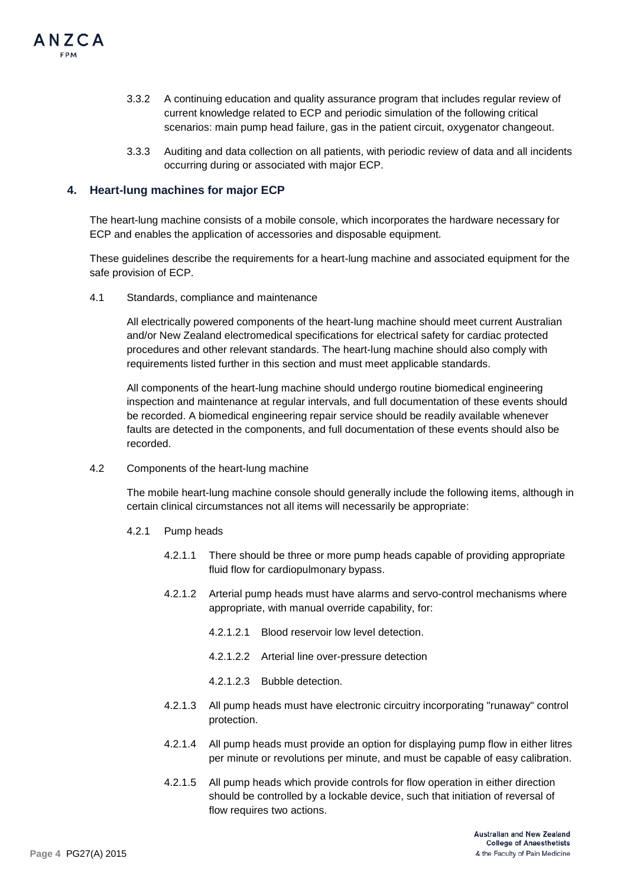3.3.2 A continuing education and quality assurance program that includes regular review of current knowledge related to ECP and periodic simulation of the following critical scenarios: main pump head failure, gas in the patient circuit, oxygenator changeout.

3.3.3 Auditing and data collection on all patients, with periodic review of data and all incidents occurring during or associated with major ECP.

## 4. Heart-lung machines for major ECP

The heart-lung machine consists of a mobile console, which incorporates the hardware necessary for ECP and enables the application of accessories and disposable equipment.

These guidelines describe the requirements for a heart-lung machine and associated equipment for the safe provision of ECP.

4.1 Standards, compliance and maintenance

All electrically powered components of the heart-lung machine should meet current Australian and/or New Zealand electromedical specifications for electrical safety for cardiac protected procedures and other relevant standards. The heart-lung machine should also comply with requirements listed further in this section and must meet applicable standards.

All components of the heart-lung machine should undergo routine biomedical engineering inspection and maintenance at regular intervals, and full documentation of these events should be recorded. A biomedical engineering repair service should be readily available whenever faults are detected in the components, and full documentation of these events should also be recorded.

4.2 Components of the heart-lung machine

The mobile heart-lung machine console should generally include the following items, although in certain clinical circumstances not all items will necessarily be appropriate:

4.2.1 Pump heads

4.2.1.1 There should be three or more pump heads capable of providing appropriate fluid flow for cardiopulmonary bypass.

4.2.1.2 Arterial pump heads must have alarms and servo-control mechanisms where appropriate, with manual override capability, for:

4.2.1.2.1 Blood reservoir low level detection.

4.2.1.2.2 Arterial line over-pressure detection

4.2.1.2.3 Bubble detection.

4.2.1.3 All pump heads must have electronic circuitry incorporating "runaway" control protection.

4.2.1.4 All pump heads must provide an option for displaying pump flow in either litres per minute or revolutions per minute, and must be capable of easy calibration.

4.2.1.5 All pump heads which provide controls for flow operation in either direction should be controlled by a lockable device, such that initiation of reversal of flow requires two actions.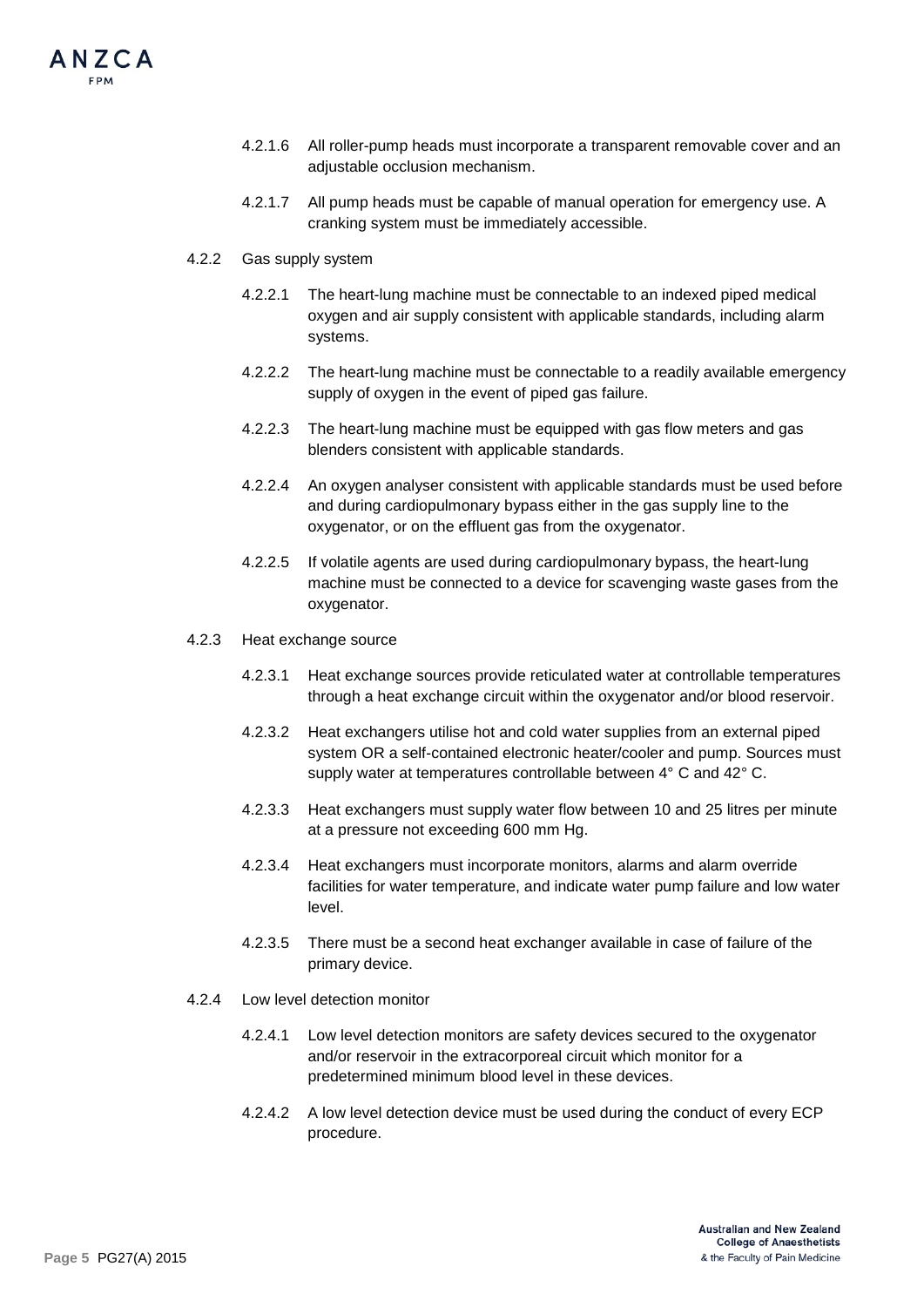4.2.1.6 All roller-pump heads must incorporate a transparent removable cover and an adjustable occlusion mechanism.

4.2.1.7 All pump heads must be capable of manual operation for emergency use. A cranking system must be immediately accessible.

4.2.2 Gas supply system

4.2.2.1 The heart-lung machine must be connectable to an indexed piped medical oxygen and air supply consistent with applicable standards, including alarm systems.

4.2.2.2 The heart-lung machine must be connectable to a readily available emergency supply of oxygen in the event of piped gas failure.

4.2.2.3 The heart-lung machine must be equipped with gas flow meters and gas blenders consistent with applicable standards.

4.2.2.4 An oxygen analyser consistent with applicable standards must be used before and during cardiopulmonary bypass either in the gas supply line to the oxygenator, or on the effluent gas from the oxygenator.

4.2.2.5 If volatile agents are used during cardiopulmonary bypass, the heart-lung machine must be connected to a device for scavenging waste gases from the oxygenator.

4.2.3 Heat exchange source

4.2.3.1 Heat exchange sources provide reticulated water at controllable temperatures through a heat exchange circuit within the oxygenator and/or blood reservoir.

4.2.3.2 Heat exchangers utilise hot and cold water supplies from an external piped system OR a self-contained electronic heater/cooler and pump. Sources must supply water at temperatures controllable between 4° C and 42° C.

4.2.3.3 Heat exchangers must supply water flow between 10 and 25 litres per minute at a pressure not exceeding 600 mm Hg.

4.2.3.4 Heat exchangers must incorporate monitors, alarms and alarm override facilities for water temperature, and indicate water pump failure and low water level.

4.2.3.5 There must be a second heat exchanger available in case of failure of the primary device.

4.2.4 Low level detection monitor

4.2.4.1 Low level detection monitors are safety devices secured to the oxygenator and/or reservoir in the extracorporeal circuit which monitor for a predetermined minimum blood level in these devices.

4.2.4.2 A low level detection device must be used during the conduct of every ECP procedure.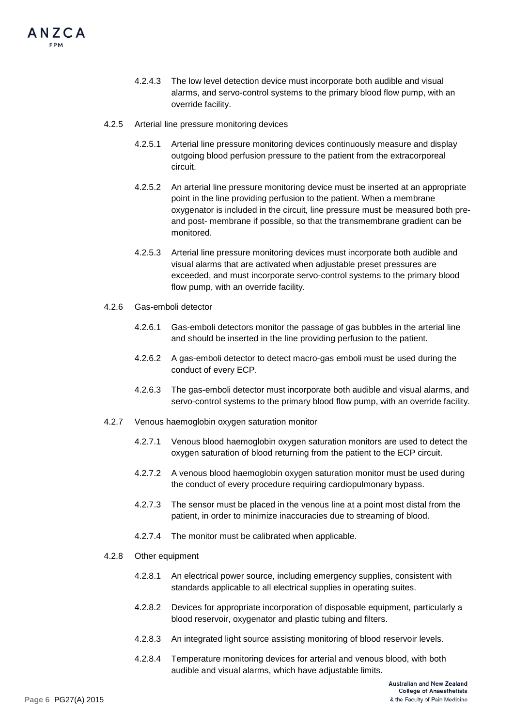4.2.4.3 The low level detection device must incorporate both audible and visual alarms, and servo-control systems to the primary blood flow pump, with an override facility.

4.2.5 Arterial line pressure monitoring devices

4.2.5.1 Arterial line pressure monitoring devices continuously measure and display outgoing blood perfusion pressure to the patient from the extracorporeal circuit.

4.2.5.2 An arterial line pressure monitoring device must be inserted at an appropriate point in the line providing perfusion to the patient. When a membrane oxygenator is included in the circuit, line pressure must be measured both pre- and post- membrane if possible, so that the transmembrane gradient can be monitored.

4.2.5.3 Arterial line pressure monitoring devices must incorporate both audible and visual alarms that are activated when adjustable preset pressures are exceeded, and must incorporate servo-control systems to the primary blood flow pump, with an override facility.

4.2.6 Gas-emboli detector

4.2.6.1 Gas-emboli detectors monitor the passage of gas bubbles in the arterial line and should be inserted in the line providing perfusion to the patient.

4.2.6.2 A gas-emboli detector to detect macro-gas emboli must be used during the conduct of every ECP.

4.2.6.3 The gas-emboli detector must incorporate both audible and visual alarms, and servo-control systems to the primary blood flow pump, with an override facility.

4.2.7 Venous haemoglobin oxygen saturation monitor

4.2.7.1 Venous blood haemoglobin oxygen saturation monitors are used to detect the oxygen saturation of blood returning from the patient to the ECP circuit.

4.2.7.2 A venous blood haemoglobin oxygen saturation monitor must be used during the conduct of every procedure requiring cardiopulmonary bypass.

4.2.7.3 The sensor must be placed in the venous line at a point most distal from the patient, in order to minimize inaccuracies due to streaming of blood.

4.2.7.4 The monitor must be calibrated when applicable.

4.2.8 Other equipment

4.2.8.1 An electrical power source, including emergency supplies, consistent with standards applicable to all electrical supplies in operating suites.

4.2.8.2 Devices for appropriate incorporation of disposable equipment, particularly a blood reservoir, oxygenator and plastic tubing and filters.

4.2.8.3 An integrated light source assisting monitoring of blood reservoir levels.

4.2.8.4 Temperature monitoring devices for arterial and venous blood, with both audible and visual alarms, which have adjustable limits.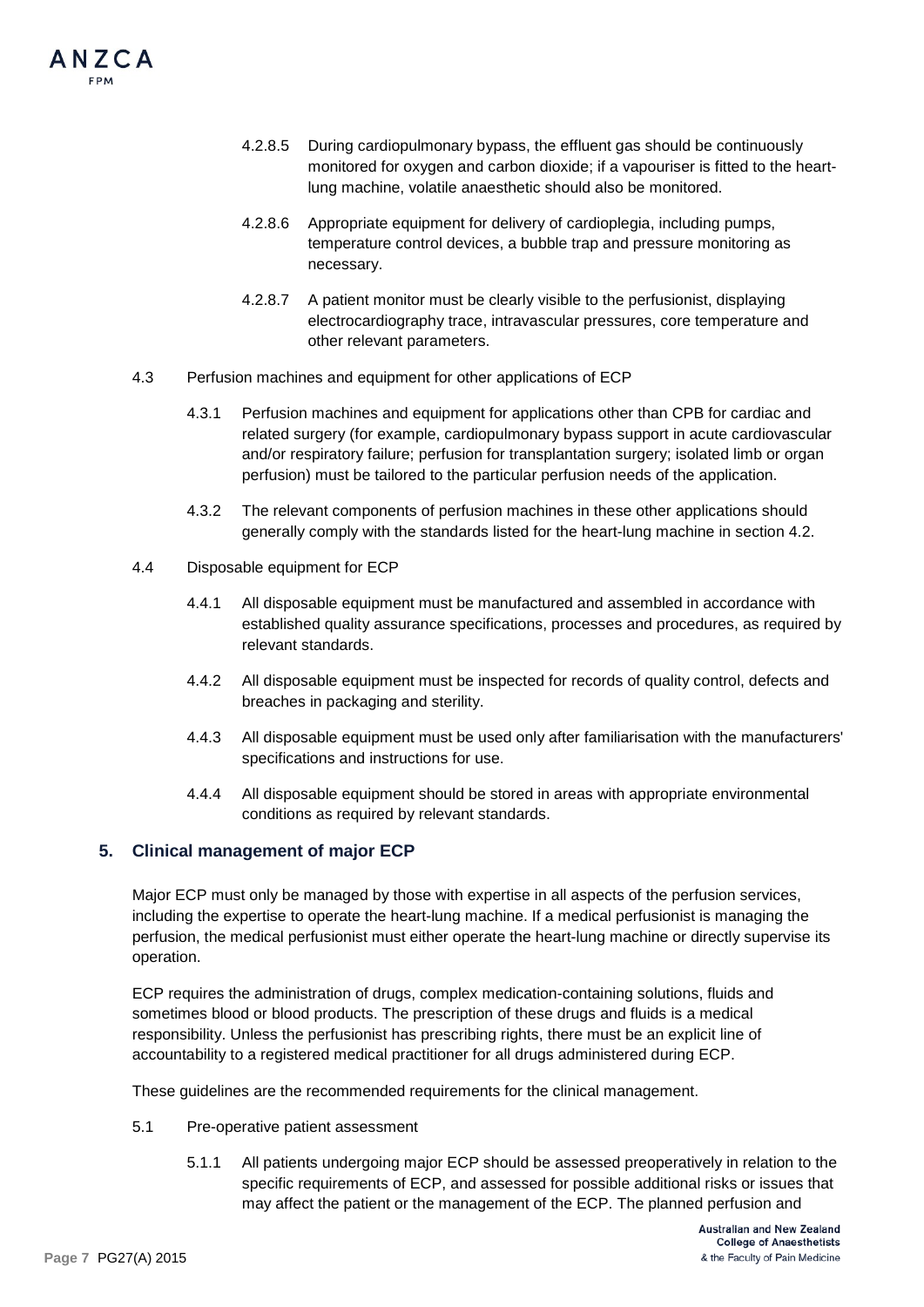4.2.8.5 During cardiopulmonary bypass, the effluent gas should be continuously monitored for oxygen and carbon dioxide; if a vapouriser is fitted to the heart-lung machine, volatile anaesthetic should also be monitored.

4.2.8.6 Appropriate equipment for delivery of cardioplegia, including pumps, temperature control devices, a bubble trap and pressure monitoring as necessary.

4.2.8.7 A patient monitor must be clearly visible to the perfusionist, displaying electrocardiography trace, intravascular pressures, core temperature and other relevant parameters.

4.3 Perfusion machines and equipment for other applications of ECP

4.3.1 Perfusion machines and equipment for applications other than CPB for cardiac and related surgery (for example, cardiopulmonary bypass support in acute cardiovascular and/or respiratory failure; perfusion for transplantation surgery; isolated limb or organ perfusion) must be tailored to the particular perfusion needs of the application.

4.3.2 The relevant components of perfusion machines in these other applications should generally comply with the standards listed for the heart-lung machine in section 4.2.

4.4 Disposable equipment for ECP

4.4.1 All disposable equipment must be manufactured and assembled in accordance with established quality assurance specifications, processes and procedures, as required by relevant standards.

4.4.2 All disposable equipment must be inspected for records of quality control, defects and breaches in packaging and sterility.

4.4.3 All disposable equipment must be used only after familiarisation with the manufacturers' specifications and instructions for use.

4.4.4 All disposable equipment should be stored in areas with appropriate environmental conditions as required by relevant standards.

## 5. Clinical management of major ECP

Major ECP must only be managed by those with expertise in all aspects of the perfusion services, including the expertise to operate the heart-lung machine. If a medical perfusionist is managing the perfusion, the medical perfusionist must either operate the heart-lung machine or directly supervise its operation.

ECP requires the administration of drugs, complex medication-containing solutions, fluids and sometimes blood or blood products. The prescription of these drugs and fluids is a medical responsibility. Unless the perfusionist has prescribing rights, there must be an explicit line of accountability to a registered medical practitioner for all drugs administered during ECP.

These guidelines are the recommended requirements for the clinical management.

5.1 Pre-operative patient assessment

5.1.1 All patients undergoing major ECP should be assessed preoperatively in relation to the specific requirements of ECP, and assessed for possible additional risks or issues that may affect the patient or the management of the ECP. The planned perfusion and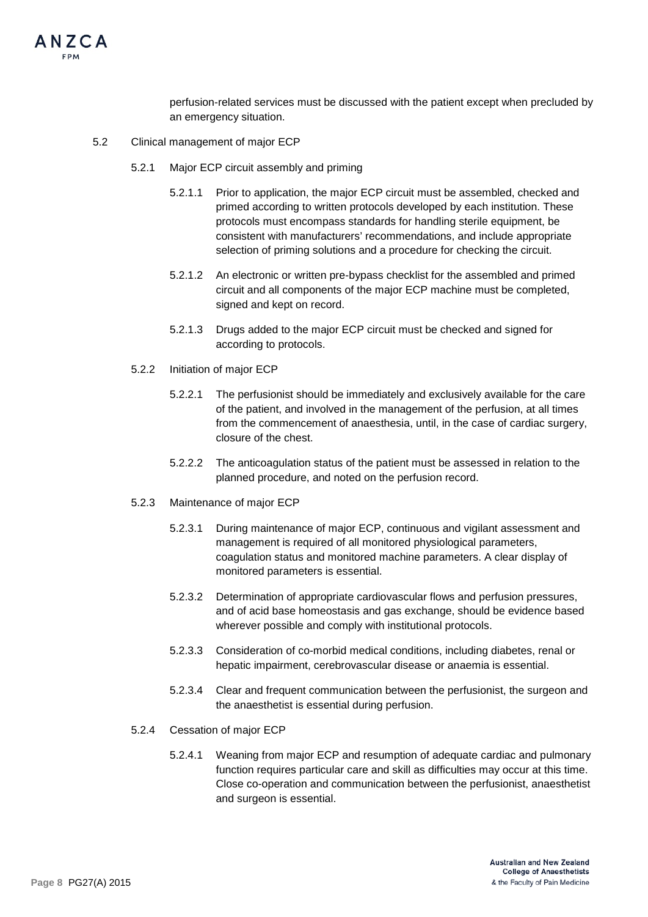perfusion-related services must be discussed with the patient except when precluded by an emergency situation.

5.2 Clinical management of major ECP

5.2.1 Major ECP circuit assembly and priming

5.2.1.1 Prior to application, the major ECP circuit must be assembled, checked and primed according to written protocols developed by each institution. These protocols must encompass standards for handling sterile equipment, be consistent with manufacturers' recommendations, and include appropriate selection of priming solutions and a procedure for checking the circuit.

5.2.1.2 An electronic or written pre-bypass checklist for the assembled and primed circuit and all components of the major ECP machine must be completed, signed and kept on record.

5.2.1.3 Drugs added to the major ECP circuit must be checked and signed for according to protocols.

5.2.2 Initiation of major ECP

5.2.2.1 The perfusionist should be immediately and exclusively available for the care of the patient, and involved in the management of the perfusion, at all times from the commencement of anaesthesia, until, in the case of cardiac surgery, closure of the chest.

5.2.2.2 The anticoagulation status of the patient must be assessed in relation to the planned procedure, and noted on the perfusion record.

5.2.3 Maintenance of major ECP

5.2.3.1 During maintenance of major ECP, continuous and vigilant assessment and management is required of all monitored physiological parameters, coagulation status and monitored machine parameters. A clear display of monitored parameters is essential.

5.2.3.2 Determination of appropriate cardiovascular flows and perfusion pressures, and of acid base homeostasis and gas exchange, should be evidence based wherever possible and comply with institutional protocols.

5.2.3.3 Consideration of co-morbid medical conditions, including diabetes, renal or hepatic impairment, cerebrovascular disease or anaemia is essential.

5.2.3.4 Clear and frequent communication between the perfusionist, the surgeon and the anaesthetist is essential during perfusion.

5.2.4 Cessation of major ECP

5.2.4.1 Weaning from major ECP and resumption of adequate cardiac and pulmonary function requires particular care and skill as difficulties may occur at this time. Close co-operation and communication between the perfusionist, anaesthetist and surgeon is essential.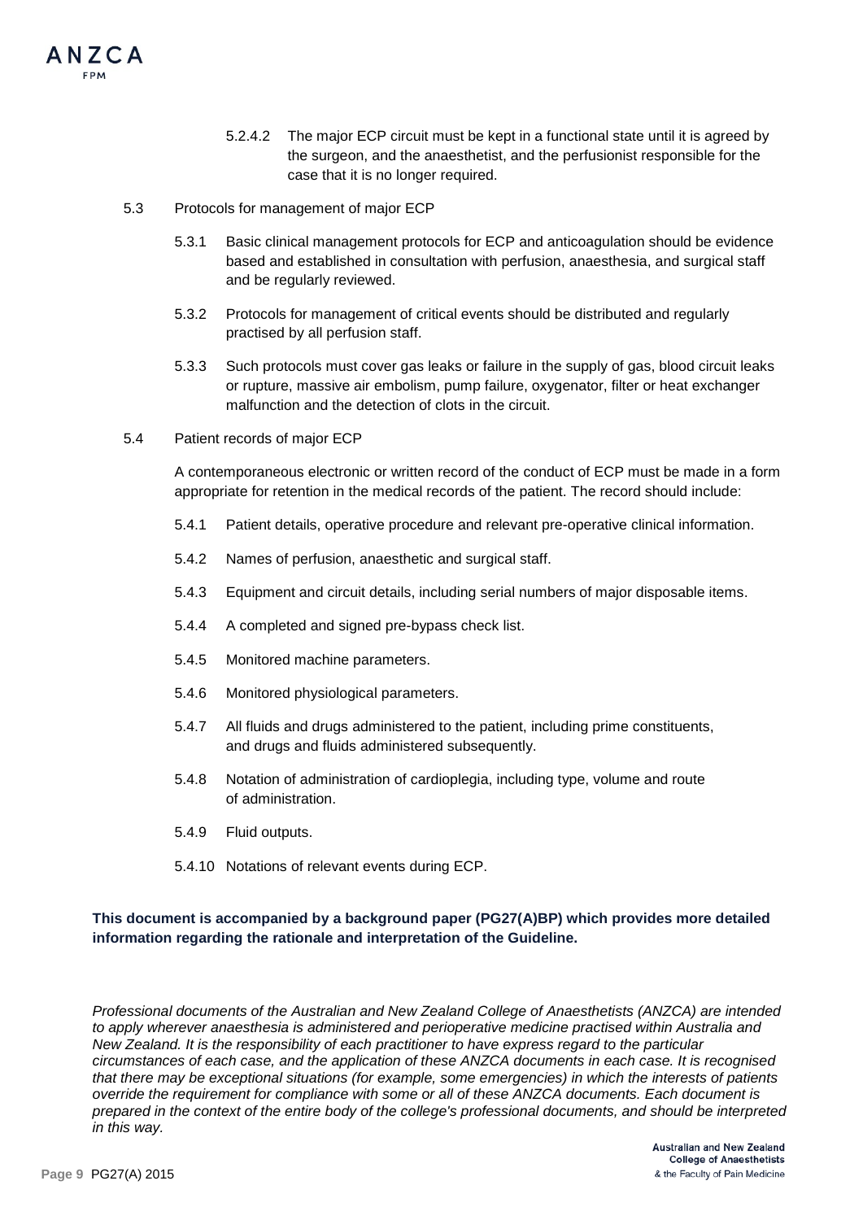5.2.4.2 The major ECP circuit must be kept in a functional state until it is agreed by the surgeon, and the anaesthetist, and the perfusionist responsible for the case that it is no longer required.

5.3 Protocols for management of major ECP

5.3.1 Basic clinical management protocols for ECP and anticoagulation should be evidence based and established in consultation with perfusion, anaesthesia, and surgical staff and be regularly reviewed.

5.3.2 Protocols for management of critical events should be distributed and regularly practised by all perfusion staff.

5.3.3 Such protocols must cover gas leaks or failure in the supply of gas, blood circuit leaks or rupture, massive air embolism, pump failure, oxygenator, filter or heat exchanger malfunction and the detection of clots in the circuit.

5.4 Patient records of major ECP

A contemporaneous electronic or written record of the conduct of ECP must be made in a form appropriate for retention in the medical records of the patient. The record should include:

5.4.1 Patient details, operative procedure and relevant pre-operative clinical information.

5.4.2 Names of perfusion, anaesthetic and surgical staff.

5.4.3 Equipment and circuit details, including serial numbers of major disposable items.

5.4.4 A completed and signed pre-bypass check list.

5.4.5 Monitored machine parameters.

5.4.6 Monitored physiological parameters.

5.4.7 All fluids and drugs administered to the patient, including prime constituents, and drugs and fluids administered subsequently.

5.4.8 Notation of administration of cardioplegia, including type, volume and route of administration.

5.4.9 Fluid outputs.

5.4.10 Notations of relevant events during ECP.

**This document is accompanied by a background paper (PG27(A)BP) which provides more detailed information regarding the rationale and interpretation of the Guideline.**

*Professional documents of the Australian and New Zealand College of Anaesthetists (ANZCA) are intended to apply wherever anaesthesia is administered and perioperative medicine practised within Australia and New Zealand. It is the responsibility of each practitioner to have express regard to the particular circumstances of each case, and the application of these ANZCA documents in each case. It is recognised that there may be exceptional situations (for example, some emergencies) in which the interests of patients override the requirement for compliance with some or all of these ANZCA documents. Each document is prepared in the context of the entire body of the college's professional documents, and should be interpreted in this way.*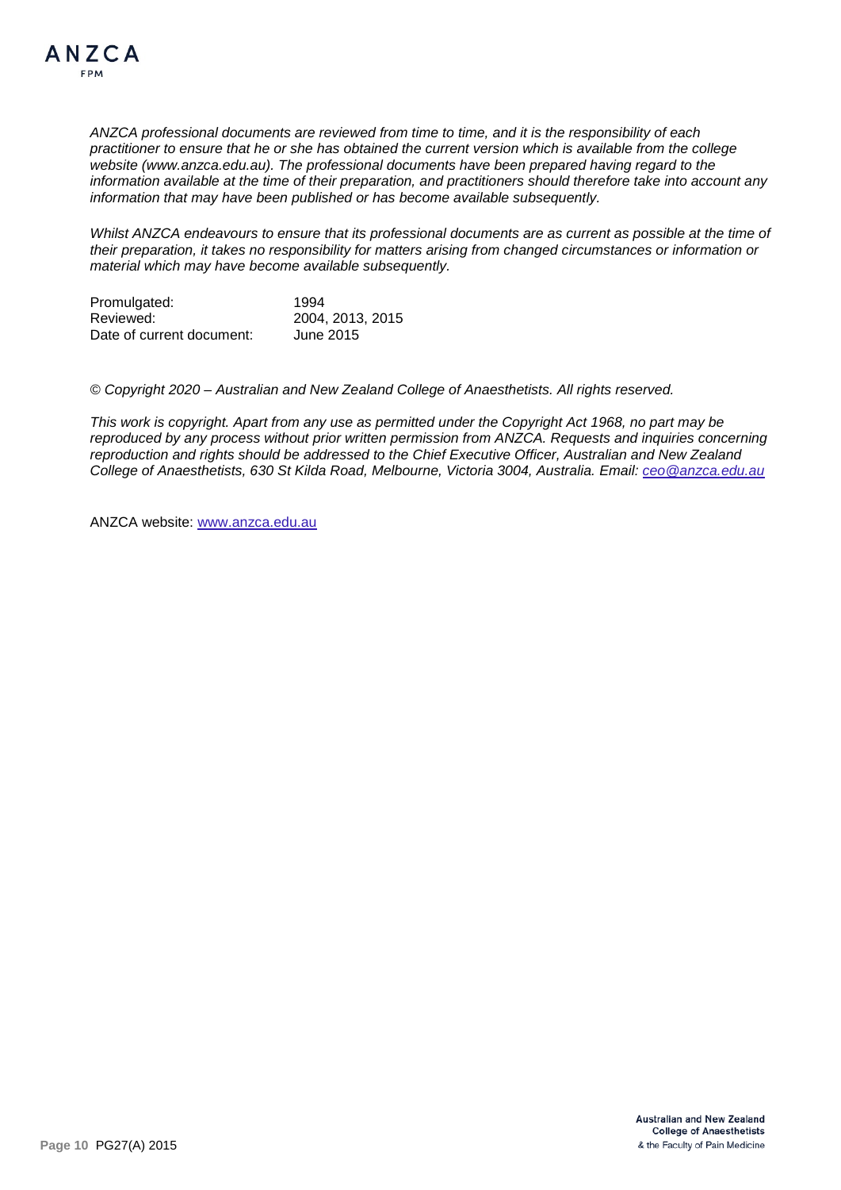*ANZCA professional documents are reviewed from time to time, and it is the responsibility of each practitioner to ensure that he or she has obtained the current version which is available from the college website (www.anzca.edu.au). The professional documents have been prepared having regard to the information available at the time of their preparation, and practitioners should therefore take into account any information that may have been published or has become available subsequently.*

*Whilst ANZCA endeavours to ensure that its professional documents are as current as possible at the time of their preparation, it takes no responsibility for matters arising from changed circumstances or information or material which may have become available subsequently.*

| | |
|---|---|
| Promulgated: | 1994 |
| Reviewed: | 2004, 2013, 2015 |
| Date of current document: | June 2015 |

*© Copyright 2020 – Australian and New Zealand College of Anaesthetists. All rights reserved.*

*This work is copyright. Apart from any use as permitted under the Copyright Act 1968, no part may be reproduced by any process without prior written permission from ANZCA. Requests and inquiries concerning reproduction and rights should be addressed to the Chief Executive Officer, Australian and New Zealand College of Anaesthetists, 630 St Kilda Road, Melbourne, Victoria 3004, Australia. Email: ceo@anzca.edu.au*

ANZCA website: www.anzca.edu.au